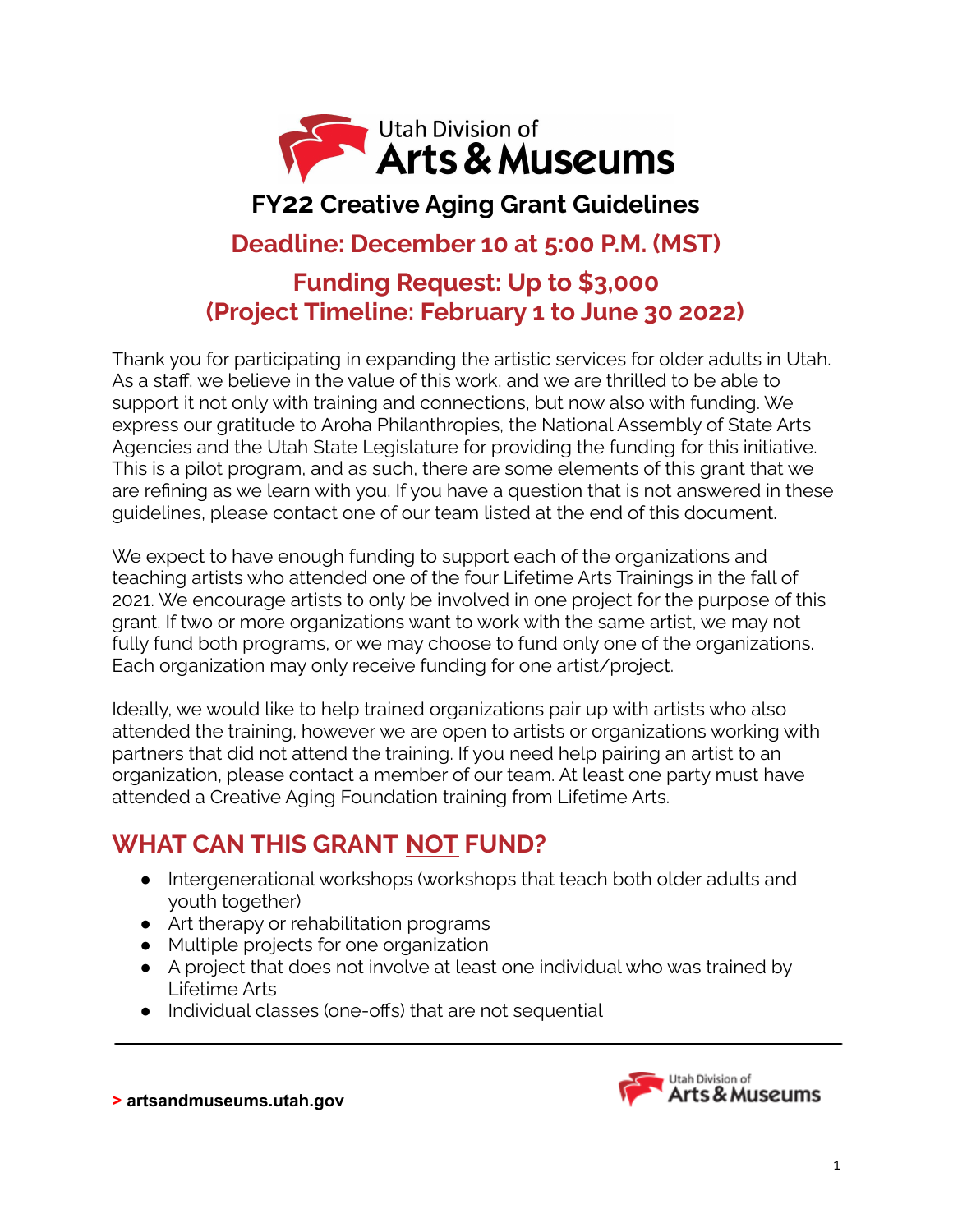# FY22 Creative Aging Grant Guidelines

## Deadline: December 10 at 5:00 P.M. (MST)

## Funding Request: Up to $3,000
## (Project Timeline: February 1 to June 30 2022)

Thank you for participating in expanding the artistic services for older adults in Utah. As a staff, we believe in the value of this work, and we are thrilled to be able to support it not only with training and connections, but now also with funding. We express our gratitude to Aroha Philanthropies, the National Assembly of State Arts Agencies and the Utah State Legislature for providing the funding for this initiative. This is a pilot program, and as such, there are some elements of this grant that we are refining as we learn with you. If you have a question that is not answered in these guidelines, please contact one of our team listed at the end of this document.

We expect to have enough funding to support each of the organizations and teaching artists who attended one of the four Lifetime Arts Trainings in the fall of 2021. We encourage artists to only be involved in one project for the purpose of this grant. If two or more organizations want to work with the same artist, we may not fully fund both programs, or we may choose to fund only one of the organizations. Each organization may only receive funding for one artist/project.

Ideally, we would like to help trained organizations pair up with artists who also attended the training, however we are open to artists or organizations working with partners that did not attend the training. If you need help pairing an artist to an organization, please contact a member of our team. At least one party must have attended a Creative Aging Foundation training from Lifetime Arts.

## WHAT CAN THIS GRANT NOT FUND?

- Intergenerational workshops (workshops that teach both older adults and youth together)
- Art therapy or rehabilitation programs
- Multiple projects for one organization
- A project that does not involve at least one individual who was trained by Lifetime Arts
- Individual classes (one-offs) that are not sequential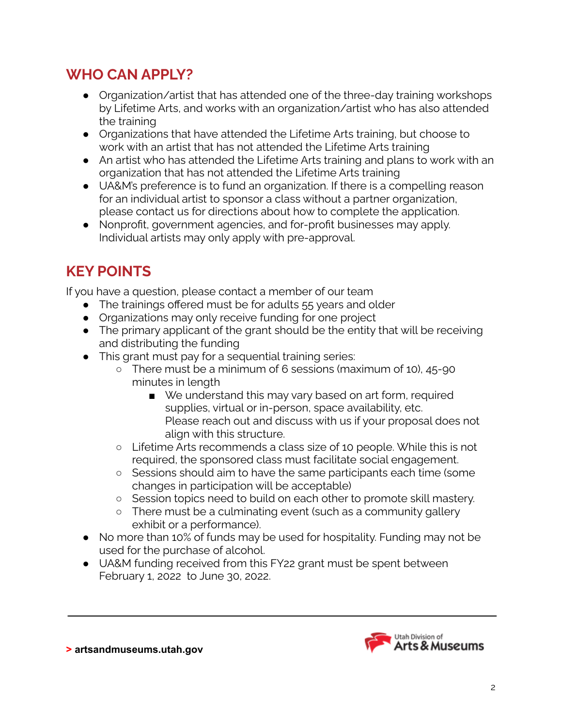## WHO CAN APPLY?

- Organization/artist that has attended one of the three-day training workshops by Lifetime Arts, and works with an organization/artist who has also attended the training
- Organizations that have attended the Lifetime Arts training, but choose to work with an artist that has not attended the Lifetime Arts training
- An artist who has attended the Lifetime Arts training and plans to work with an organization that has not attended the Lifetime Arts training
- UA&M's preference is to fund an organization. If there is a compelling reason for an individual artist to sponsor a class without a partner organization, please contact us for directions about how to complete the application.
- Nonprofit, government agencies, and for-profit businesses may apply. Individual artists may only apply with pre-approval.

## KEY POINTS

If you have a question, please contact a member of our team

- The trainings offered must be for adults 55 years and older
- Organizations may only receive funding for one project
- The primary applicant of the grant should be the entity that will be receiving and distributing the funding
- This grant must pay for a sequential training series:
  - There must be a minimum of 6 sessions (maximum of 10), 45-90 minutes in length
    - We understand this may vary based on art form, required supplies, virtual or in-person, space availability, etc. Please reach out and discuss with us if your proposal does not align with this structure.
  - Lifetime Arts recommends a class size of 10 people. While this is not required, the sponsored class must facilitate social engagement.
  - Sessions should aim to have the same participants each time (some changes in participation will be acceptable)
  - Session topics need to build on each other to promote skill mastery.
  - There must be a culminating event (such as a community gallery exhibit or a performance).
- No more than 10% of funds may be used for hospitality. Funding may not be used for the purchase of alcohol.
- UA&M funding received from this FY22 grant must be spent between February 1, 2022 to June 30, 2022.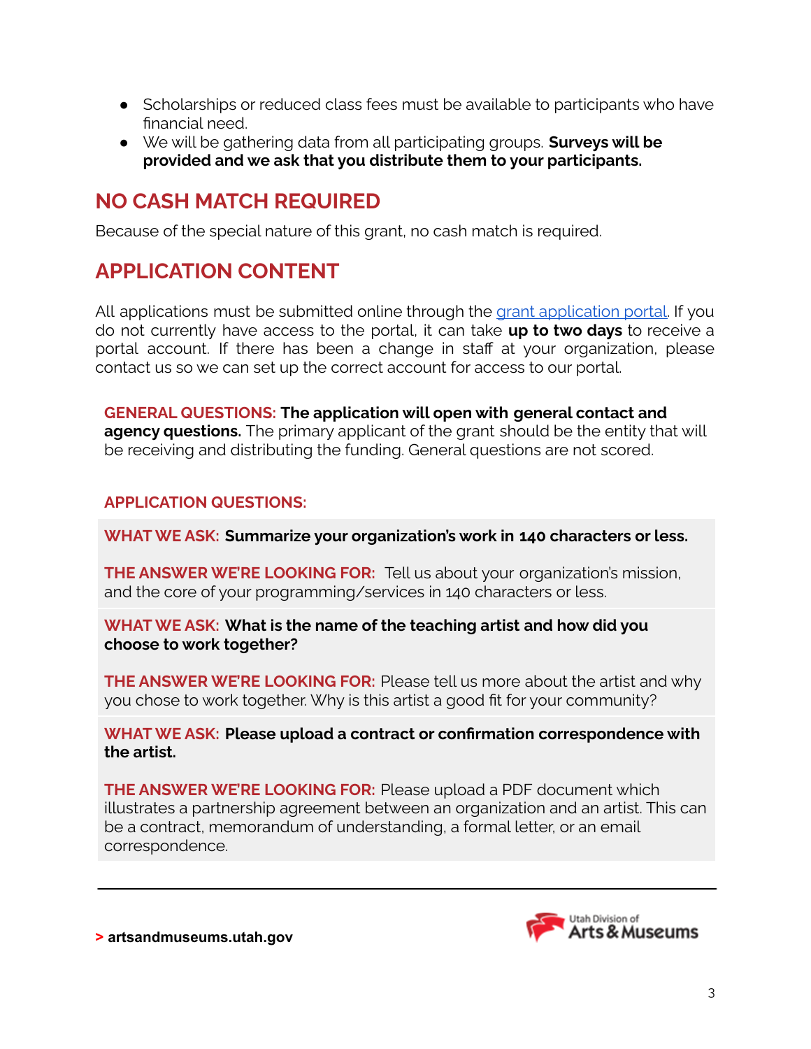- Scholarships or reduced class fees must be available to participants who have financial need.
- We will be gathering data from all participating groups. **Surveys will be provided and we ask that you distribute them to your participants.**

## NO CASH MATCH REQUIRED

Because of the special nature of this grant, no cash match is required.

## APPLICATION CONTENT

All applications must be submitted online through the grant application portal. If you do not currently have access to the portal, it can take **up to two days** to receive a portal account. If there has been a change in staff at your organization, please contact us so we can set up the correct account for access to our portal.

**GENERAL QUESTIONS: The application will open with general contact and agency questions.** The primary applicant of the grant should be the entity that will be receiving and distributing the funding. General questions are not scored.

**APPLICATION QUESTIONS:**

**WHAT WE ASK: Summarize your organization's work in 140 characters or less.**

**THE ANSWER WE'RE LOOKING FOR:** Tell us about your organization's mission, and the core of your programming/services in 140 characters or less.

**WHAT WE ASK: What is the name of the teaching artist and how did you choose to work together?**

**THE ANSWER WE'RE LOOKING FOR:** Please tell us more about the artist and why you chose to work together. Why is this artist a good fit for your community?

**WHAT WE ASK: Please upload a contract or confirmation correspondence with the artist.**

**THE ANSWER WE'RE LOOKING FOR:** Please upload a PDF document which illustrates a partnership agreement between an organization and an artist. This can be a contract, memorandum of understanding, a formal letter, or an email correspondence.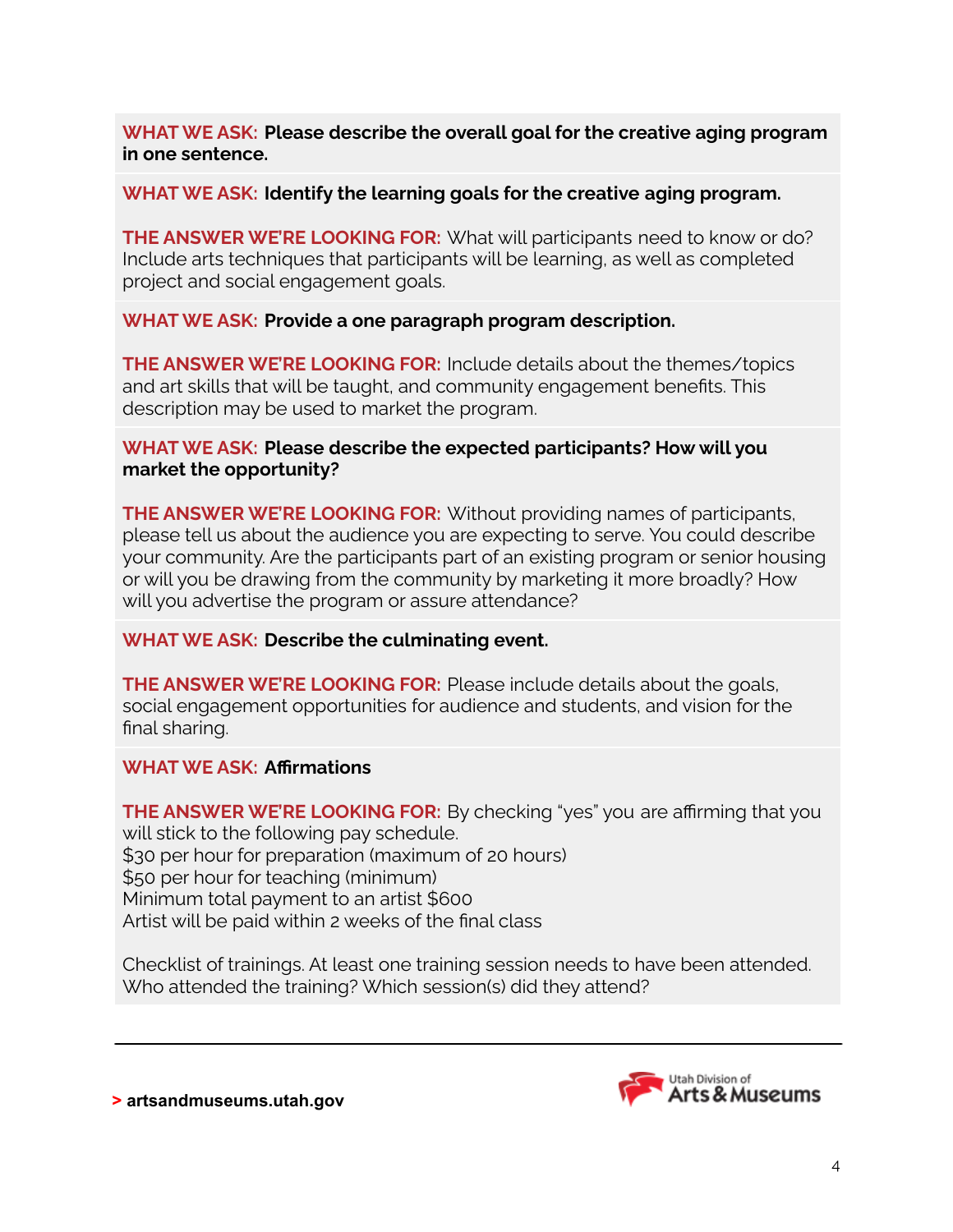**WHAT WE ASK: Please describe the overall goal for the creative aging program in one sentence.**

**WHAT WE ASK: Identify the learning goals for the creative aging program.**

**THE ANSWER WE'RE LOOKING FOR:** What will participants need to know or do? Include arts techniques that participants will be learning, as well as completed project and social engagement goals.

**WHAT WE ASK: Provide a one paragraph program description.**

**THE ANSWER WE'RE LOOKING FOR:** Include details about the themes/topics and art skills that will be taught, and community engagement benefits. This description may be used to market the program.

**WHAT WE ASK: Please describe the expected participants? How will you market the opportunity?**

**THE ANSWER WE'RE LOOKING FOR:** Without providing names of participants, please tell us about the audience you are expecting to serve. You could describe your community. Are the participants part of an existing program or senior housing or will you be drawing from the community by marketing it more broadly? How will you advertise the program or assure attendance?

**WHAT WE ASK: Describe the culminating event.**

**THE ANSWER WE'RE LOOKING FOR:** Please include details about the goals, social engagement opportunities for audience and students, and vision for the final sharing.

**WHAT WE ASK: Affirmations**

**THE ANSWER WE'RE LOOKING FOR:** By checking "yes" you are affirming that you will stick to the following pay schedule.
$30 per hour for preparation (maximum of 20 hours)
$50 per hour for teaching (minimum)
Minimum total payment to an artist $600
Artist will be paid within 2 weeks of the final class

Checklist of trainings. At least one training session needs to have been attended. Who attended the training? Which session(s) did they attend?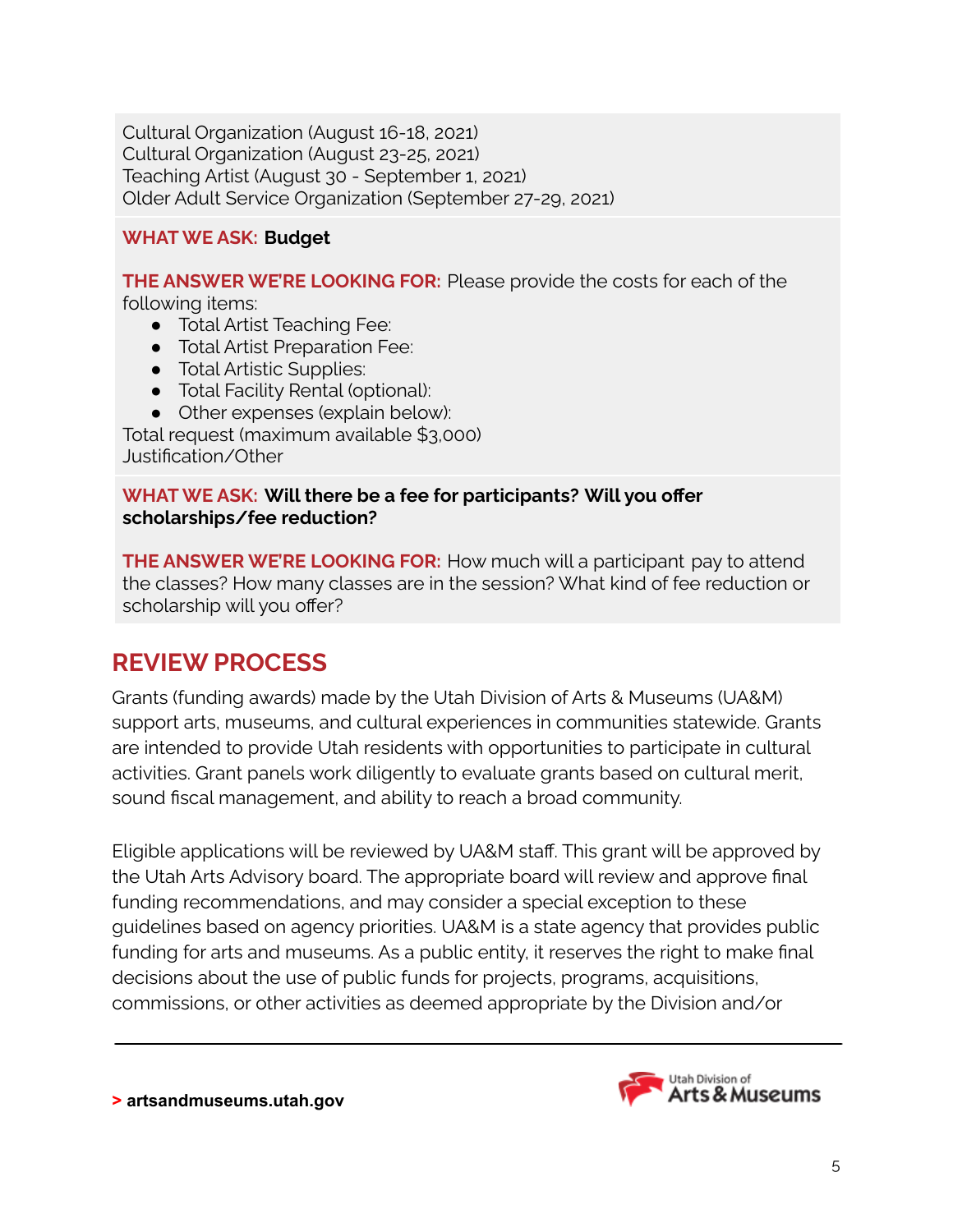Cultural Organization (August 16-18, 2021)
Cultural Organization (August 23-25, 2021)
Teaching Artist (August 30 - September 1, 2021)
Older Adult Service Organization (September 27-29, 2021)

**WHAT WE ASK:** **Budget**

**THE ANSWER WE'RE LOOKING FOR:** Please provide the costs for each of the following items:

- Total Artist Teaching Fee:
- Total Artist Preparation Fee:
- Total Artistic Supplies:
- Total Facility Rental (optional):
- Other expenses (explain below):

Total request (maximum available $3,000)
Justification/Other

**WHAT WE ASK:** **Will there be a fee for participants? Will you offer scholarships/fee reduction?**

**THE ANSWER WE'RE LOOKING FOR:** How much will a participant pay to attend the classes? How many classes are in the session? What kind of fee reduction or scholarship will you offer?

## REVIEW PROCESS

Grants (funding awards) made by the Utah Division of Arts & Museums (UA&M) support arts, museums, and cultural experiences in communities statewide. Grants are intended to provide Utah residents with opportunities to participate in cultural activities. Grant panels work diligently to evaluate grants based on cultural merit, sound fiscal management, and ability to reach a broad community.

Eligible applications will be reviewed by UA&M staff. This grant will be approved by the Utah Arts Advisory board. The appropriate board will review and approve final funding recommendations, and may consider a special exception to these guidelines based on agency priorities. UA&M is a state agency that provides public funding for arts and museums. As a public entity, it reserves the right to make final decisions about the use of public funds for projects, programs, acquisitions, commissions, or other activities as deemed appropriate by the Division and/or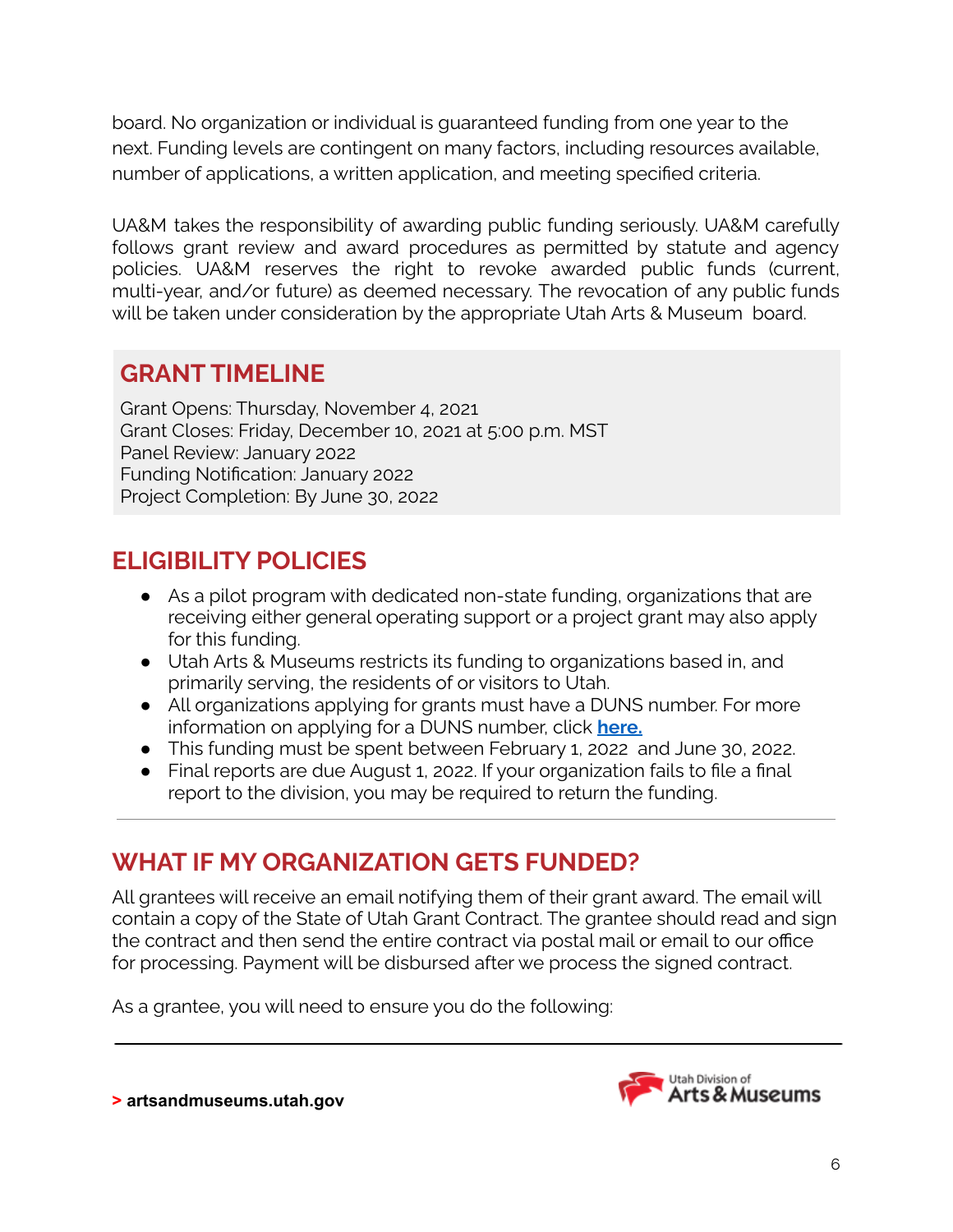board. No organization or individual is guaranteed funding from one year to the next. Funding levels are contingent on many factors, including resources available, number of applications, a written application, and meeting specified criteria.

UA&M takes the responsibility of awarding public funding seriously. UA&M carefully follows grant review and award procedures as permitted by statute and agency policies. UA&M reserves the right to revoke awarded public funds (current, multi-year, and/or future) as deemed necessary. The revocation of any public funds will be taken under consideration by the appropriate Utah Arts & Museum board.

## GRANT TIMELINE

Grant Opens: Thursday, November 4, 2021
Grant Closes: Friday, December 10, 2021 at 5:00 p.m. MST
Panel Review: January 2022
Funding Notification: January 2022
Project Completion: By June 30, 2022

## ELIGIBILITY POLICIES

- As a pilot program with dedicated non-state funding, organizations that are receiving either general operating support or a project grant may also apply for this funding.
- Utah Arts & Museums restricts its funding to organizations based in, and primarily serving, the residents of or visitors to Utah.
- All organizations applying for grants must have a DUNS number. For more information on applying for a DUNS number, click **here.**
- This funding must be spent between February 1, 2022 and June 30, 2022.
- Final reports are due August 1, 2022. If your organization fails to file a final report to the division, you may be required to return the funding.

---

## WHAT IF MY ORGANIZATION GETS FUNDED?

All grantees will receive an email notifying them of their grant award. The email will contain a copy of the State of Utah Grant Contract. The grantee should read and sign the contract and then send the entire contract via postal mail or email to our office for processing. Payment will be disbursed after we process the signed contract.

As a grantee, you will need to ensure you do the following: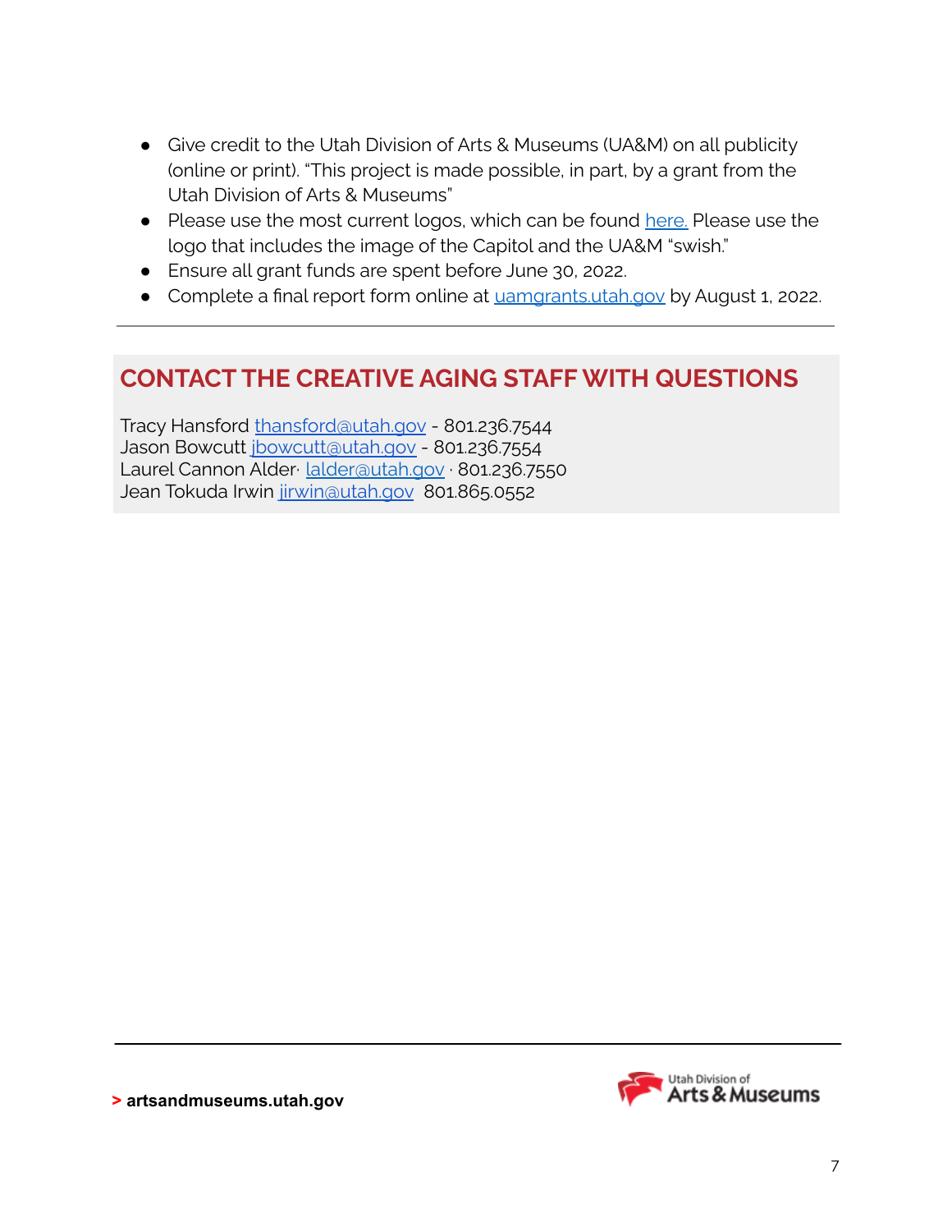- Give credit to the Utah Division of Arts & Museums (UA&M) on all publicity (online or print). "This project is made possible, in part, by a grant from the Utah Division of Arts & Museums"
- Please use the most current logos, which can be found here. Please use the logo that includes the image of the Capitol and the UA&M "swish."
- Ensure all grant funds are spent before June 30, 2022.
- Complete a final report form online at uamgrants.utah.gov by August 1, 2022.

---

## CONTACT THE CREATIVE AGING STAFF WITH QUESTIONS

Tracy Hansford thansford@utah.gov - 801.236.7544
Jason Bowcutt jbowcutt@utah.gov - 801.236.7554
Laurel Cannon Alder· lalder@utah.gov · 801.236.7550
Jean Tokuda Irwin jirwin@utah.gov  801.865.0552

**> artsandmuseums.utah.gov**

Utah Division of Arts & Museums